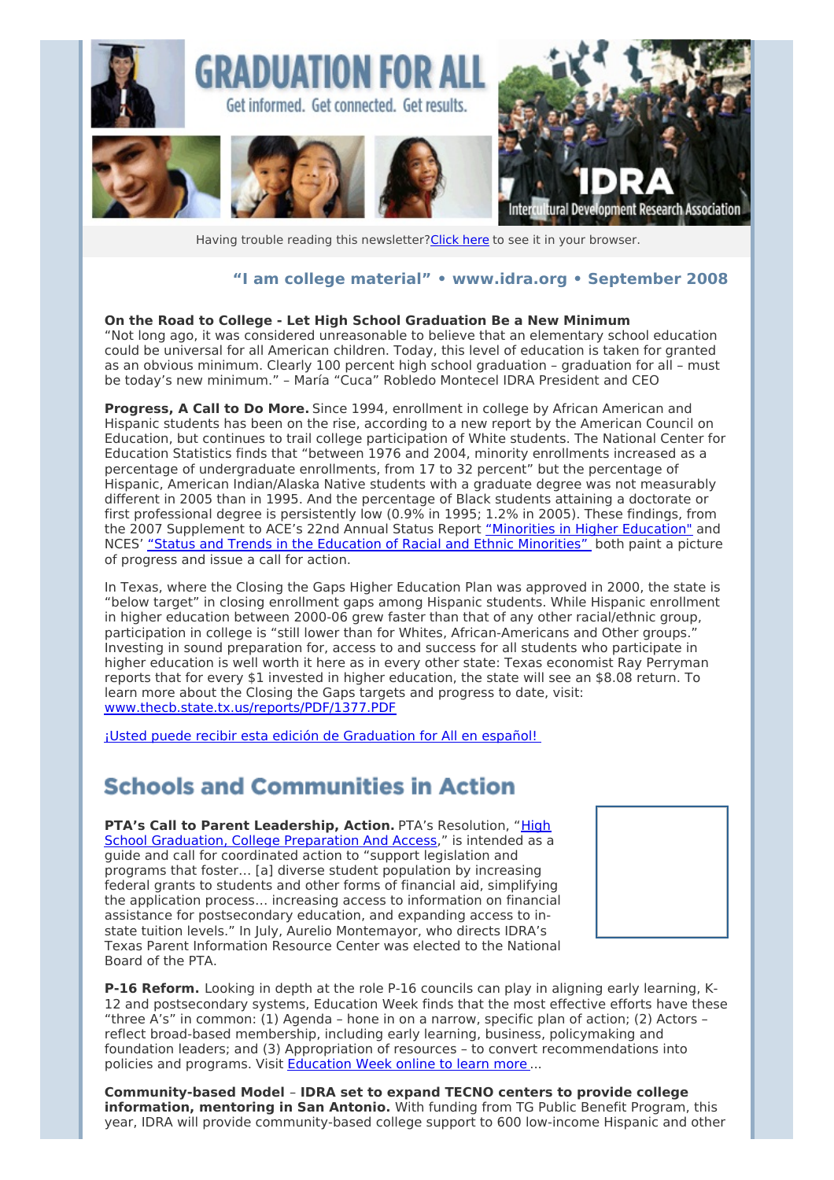# GRADUATION FOR ALL

Get informed. Get connected. Get results.

IDRA Intercultural Development Research Association

Having trouble reading this newsletter? Click here to see it in your browser.

**"I am college material" • www.idra.org • September 2008**

**On the Road to College - Let High School Graduation Be a New Minimum**
"Not long ago, it was considered unreasonable to believe that an elementary school education could be universal for all American children. Today, this level of education is taken for granted as an obvious minimum. Clearly 100 percent high school graduation – graduation for all – must be today's new minimum." – María "Cuca" Robledo Montecel IDRA President and CEO

**Progress, A Call to Do More.** Since 1994, enrollment in college by African American and Hispanic students has been on the rise, according to a new report by the American Council on Education, but continues to trail college participation of White students. The National Center for Education Statistics finds that "between 1976 and 2004, minority enrollments increased as a percentage of undergraduate enrollments, from 17 to 32 percent" but the percentage of Hispanic, American Indian/Alaska Native students with a graduate degree was not measurably different in 2005 than in 1995. And the percentage of Black students attaining a doctorate or first professional degree is persistently low (0.9% in 1995; 1.2% in 2005). These findings, from the 2007 Supplement to ACE's 22nd Annual Status Report "Minorities in Higher Education" and NCES' "Status and Trends in the Education of Racial and Ethnic Minorities" both paint a picture of progress and issue a call for action.

In Texas, where the Closing the Gaps Higher Education Plan was approved in 2000, the state is "below target" in closing enrollment gaps among Hispanic students. While Hispanic enrollment in higher education between 2000-06 grew faster than that of any other racial/ethnic group, participation in college is "still lower than for Whites, African-Americans and Other groups." Investing in sound preparation for, access to and success for all students who participate in higher education is well worth it here as in every other state: Texas economist Ray Perryman reports that for every $1 invested in higher education, the state will see an $8.08 return. To learn more about the Closing the Gaps targets and progress to date, visit: www.thecb.state.tx.us/reports/PDF/1377.PDF

¡Usted puede recibir esta edición de Graduation for All en español!

## Schools and Communities in Action

**PTA's Call to Parent Leadership, Action.** PTA's Resolution, "High School Graduation, College Preparation And Access," is intended as a guide and call for coordinated action to "support legislation and programs that foster... [a] diverse student population by increasing federal grants to students and other forms of financial aid, simplifying the application process... increasing access to information on financial assistance for postsecondary education, and expanding access to in-state tuition levels." In July, Aurelio Montemayor, who directs IDRA's Texas Parent Information Resource Center was elected to the National Board of the PTA.

**P-16 Reform.** Looking in depth at the role P-16 councils can play in aligning early learning, K-12 and postsecondary systems, Education Week finds that the most effective efforts have these "three A's" in common: (1) Agenda – hone in on a narrow, specific plan of action; (2) Actors – reflect broad-based membership, including early learning, business, policymaking and foundation leaders; and (3) Appropriation of resources – to convert recommendations into policies and programs. Visit Education Week online to learn more ...

**Community-based Model** – **IDRA set to expand TECNO centers to provide college information, mentoring in San Antonio.** With funding from TG Public Benefit Program, this year, IDRA will provide community-based college support to 600 low-income Hispanic and other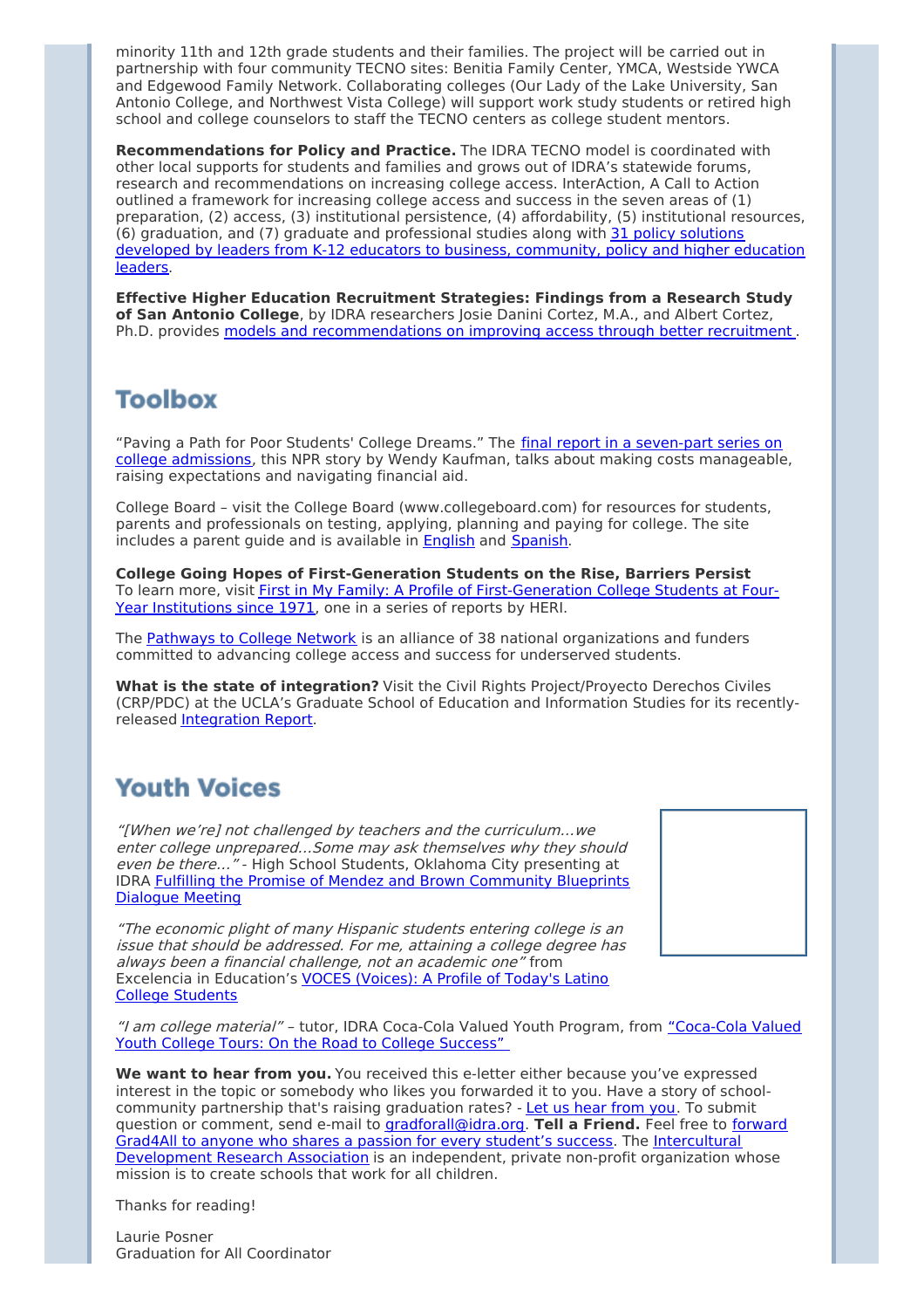minority 11th and 12th grade students and their families. The project will be carried out in partnership with four community TECNO sites: Benitia Family Center, YMCA, Westside YWCA and Edgewood Family Network. Collaborating colleges (Our Lady of the Lake University, San Antonio College, and Northwest Vista College) will support work study students or retired high school and college counselors to staff the TECNO centers as college student mentors.

**Recommendations for Policy and Practice.** The IDRA TECNO model is coordinated with other local supports for students and families and grows out of IDRA's statewide forums, research and recommendations on increasing college access. InterAction, A Call to Action outlined a framework for increasing college access and success in the seven areas of (1) preparation, (2) access, (3) institutional persistence, (4) affordability, (5) institutional resources, (6) graduation, and (7) graduate and professional studies along with 31 policy solutions developed by leaders from K-12 educators to business, community, policy and higher education leaders.

**Effective Higher Education Recruitment Strategies: Findings from a Research Study of San Antonio College**, by IDRA researchers Josie Danini Cortez, M.A., and Albert Cortez, Ph.D. provides models and recommendations on improving access through better recruitment .

## Toolbox

"Paving a Path for Poor Students' College Dreams." The final report in a seven-part series on college admissions, this NPR story by Wendy Kaufman, talks about making costs manageable, raising expectations and navigating financial aid.

College Board – visit the College Board (www.collegeboard.com) for resources for students, parents and professionals on testing, applying, planning and paying for college. The site includes a parent guide and is available in English and Spanish.

**College Going Hopes of First-Generation Students on the Rise, Barriers Persist**
To learn more, visit First in My Family: A Profile of First-Generation College Students at Four-Year Institutions since 1971, one in a series of reports by HERI.

The Pathways to College Network is an alliance of 38 national organizations and funders committed to advancing college access and success for underserved students.

**What is the state of integration?** Visit the Civil Rights Project/Proyecto Derechos Civiles (CRP/PDC) at the UCLA's Graduate School of Education and Information Studies for its recently-released Integration Report.

## Youth Voices

*"[When we're] not challenged by teachers and the curriculum…we enter college unprepared…Some may ask themselves why they should even be there…"* - High School Students, Oklahoma City presenting at IDRA Fulfilling the Promise of Mendez and Brown Community Blueprints Dialogue Meeting

*"The economic plight of many Hispanic students entering college is an issue that should be addressed. For me, attaining a college degree has always been a financial challenge, not an academic one"* from Excelencia in Education's VOCES (Voices): A Profile of Today's Latino College Students

*"I am college material"* – tutor, IDRA Coca-Cola Valued Youth Program, from "Coca-Cola Valued Youth College Tours: On the Road to College Success"

**We want to hear from you.** You received this e-letter either because you've expressed interest in the topic or somebody who likes you forwarded it to you. Have a story of school-community partnership that's raising graduation rates? - Let us hear from you. To submit question or comment, send e-mail to gradforall@idra.org. **Tell a Friend.** Feel free to forward Grad4All to anyone who shares a passion for every student's success. The Intercultural Development Research Association is an independent, private non-profit organization whose mission is to create schools that work for all children.

Thanks for reading!

Laurie Posner
Graduation for All Coordinator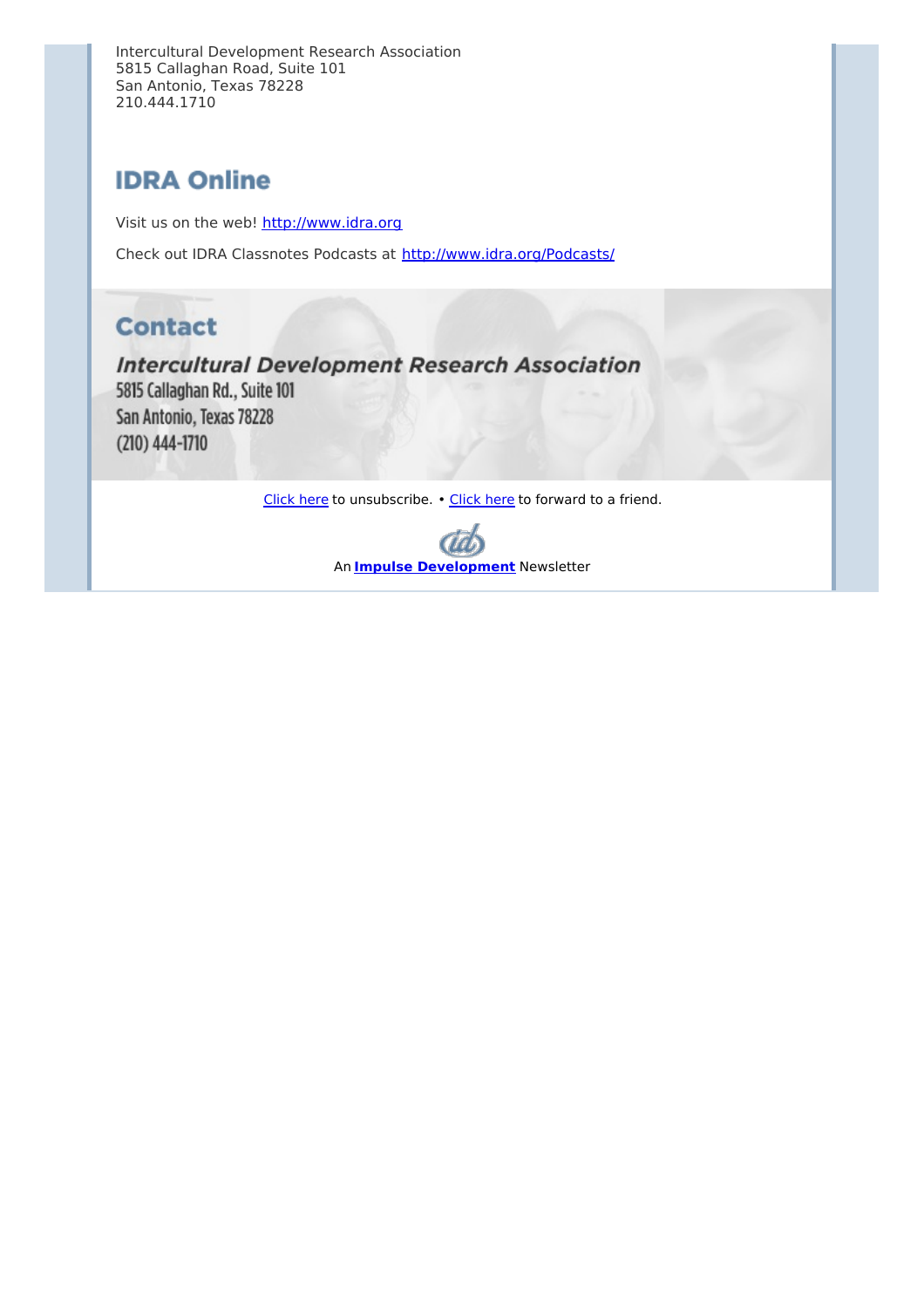Intercultural Development Research Association
5815 Callaghan Road, Suite 101
San Antonio, Texas 78228
210.444.1710

## IDRA Online

Visit us on the web! http://www.idra.org

Check out IDRA Classnotes Podcasts at http://www.idra.org/Podcasts/

## Contact

***Intercultural Development Research Association***
5815 Callaghan Rd., Suite 101
San Antonio, Texas 78228
(210) 444-1710

Click here to unsubscribe. • Click here to forward to a friend.

An **Impulse Development** Newsletter